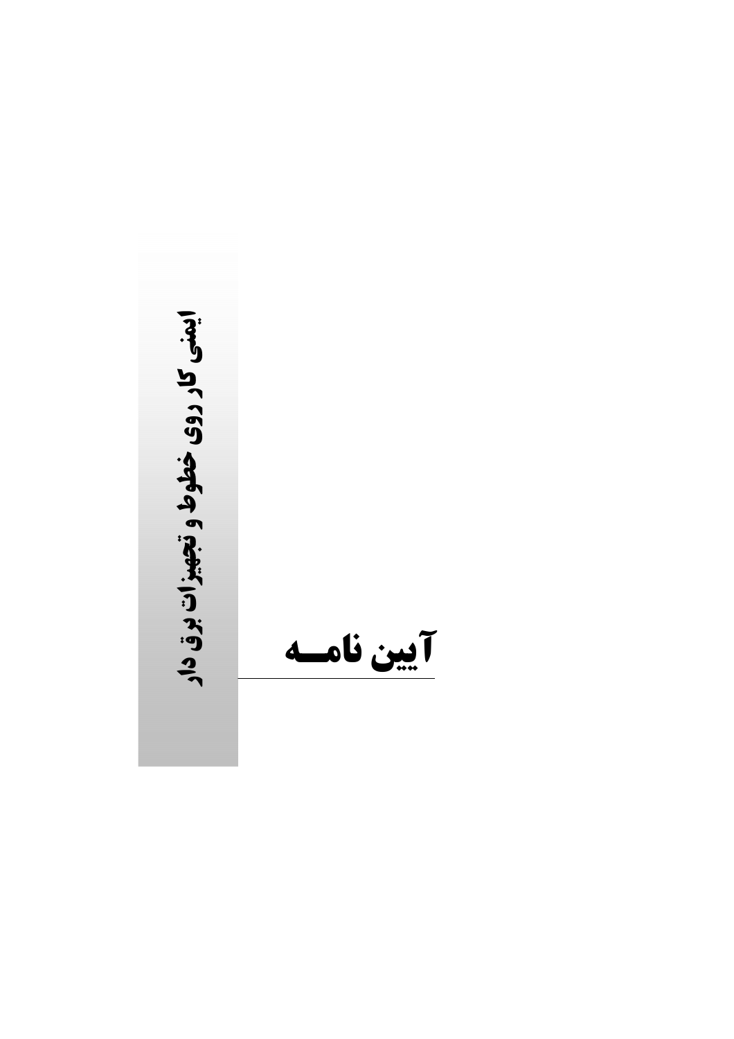# آیین نامه

## ایمنی کار روی خطوط و تجهیزات برق دار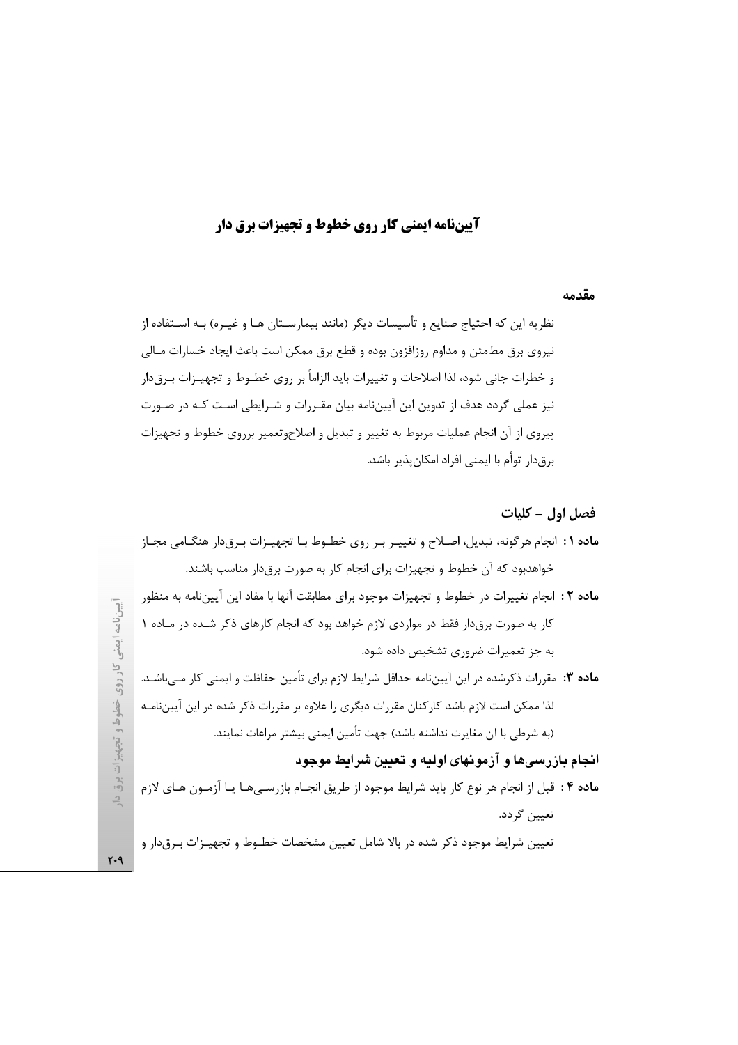# آیین‌نامه ایمنی کار روی خطوط و تجهیزات برق دار

## مقدمه

نظریه این که احتیاج صنایع و تأسیسات دیگر (مانند بیمارستان ها و غیره) بـه استفاده از نیروی برق مطمئن و مداوم روزافزون بوده و قطع برق ممکن است باعث ایجاد خسارات مـالی و خطرات جانی شود، لذا اصلاحات و تغییرات باید الزاماً بر روی خطـوط و تجهیـزات بـرق‌دار نیز عملی گردد هدف از تدوین این آیین‌نامه بیان مقـررات و شـرایطی اسـت کـه در صـورت پیروی از آن انجام عملیات مربوط به تغییر و تبدیل و اصلاح‌وتعمیر برروی خطوط و تجهیزات برق‌دار توأم با ایمنی افراد امکان‌پذیر باشد.

## فصل اول – کلیات

**ماده ۱ :** انجام هرگونه، تبدیل، اصـلاح و تغییـر بـر روی خطـوط بـا تجهیـزات بـرق‌دار هنگـامی مجـاز خواهدبود که آن خطوط و تجهیزات برای انجام کار به صورت برق‌دار مناسب باشند.

**ماده ۲ :** انجام تغییرات در خطوط و تجهیزات موجود برای مطابقت آنها با مفاد این آیین‌نامه به منظور کار به صورت برق‌دار فقط در مواردی لازم خواهد بود که انجام کارهای ذکر شـده در مـاده ۱ به جز تعمیرات ضروری تشخیص داده شود.

**ماده ۳:** مقررات ذکرشده در این آیین‌نامه حداقل شرایط لازم برای تأمین حفاظت و ایمنی کار مـی‌باشـد. لذا ممکن است لازم باشد کارکنان مقررات دیگری را علاوه بر مقررات ذکر شده در این آیین‌نامـه (به شرطی با آن مغایرت نداشته باشد) جهت تأمین ایمنی بیشتر مراعات نمایند.

### انجام بازرسی‌ها و آزمونهای اولیه و تعیین شرایط موجود

**ماده ۴ :** قبل از انجام هر نوع کار باید شرایط موجود از طریق انجـام بازرسـی‌هـا یـا آزمـون هـای لازم تعیین گردد.

تعیین شرایط موجود ذکر شده در بالا شامل تعیین مشخصات خطـوط و تجهیـزات بـرق‌دار و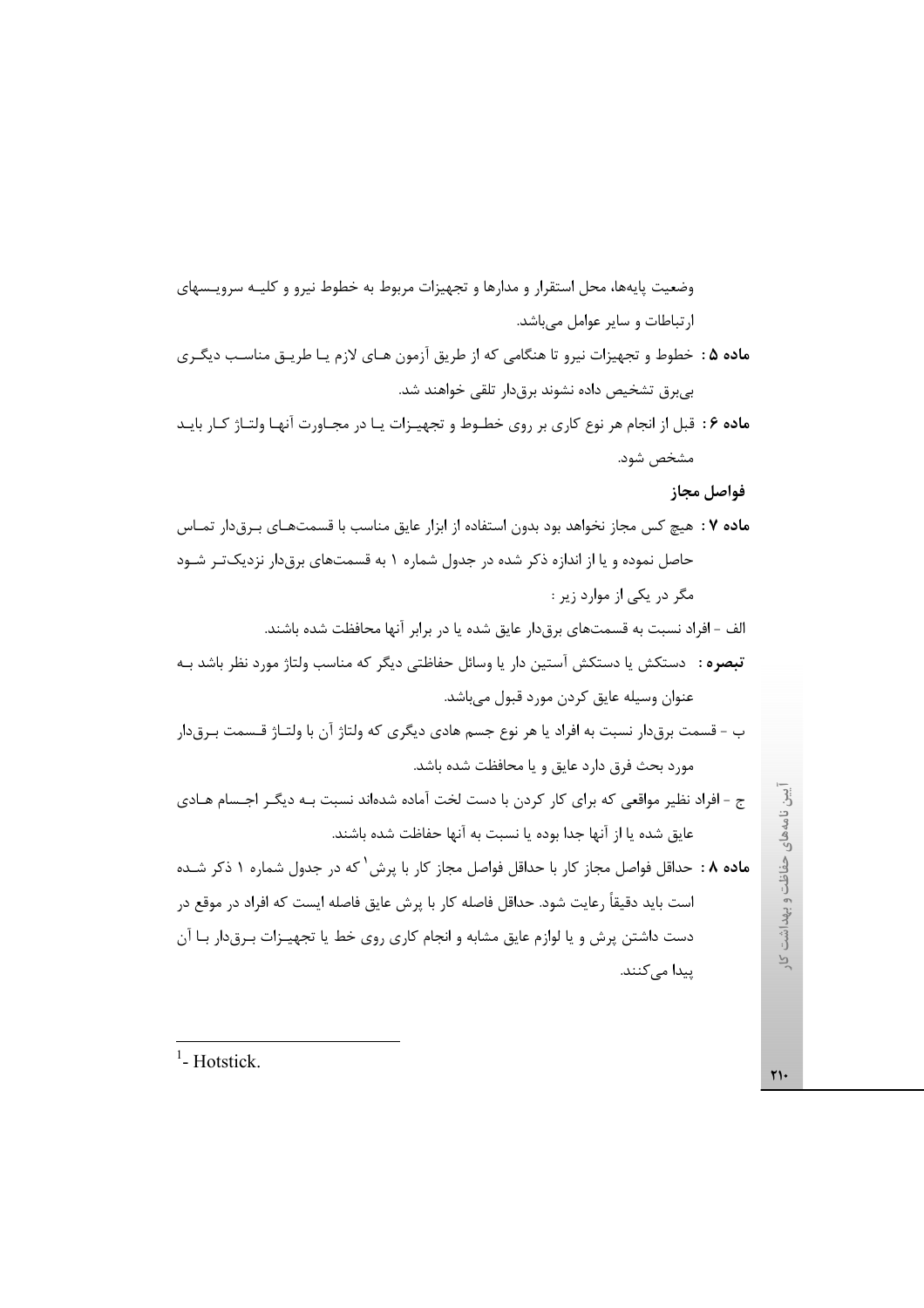وضعیت پایه‌ها، محل استقرار و مدارها و تجهیزات مربوط به خطوط نیرو و کلیـه سرویـسهای ارتباطات و سایر عوامل می‌باشد.

**ماده ۵ :** خطوط و تجهیزات نیرو تا هنگامی که از طریق آزمون هـای لازم یـا طریـق مناسـب دیگـری بی‌برق تشخیص داده نشوند برق‌دار تلقی خواهند شد.

**ماده ۶ :** قبل از انجام هر نوع کاری بر روی خطـوط و تجهیـزات یـا در مجـاورت آنهـا ولتـاژ کـار بایـد مشخص شود.

### فواصل مجاز

**ماده ۷ :** هیچ کس مجاز نخواهد بود بدون استفاده از ابزار عایق مناسب با قسمت‌هـای بـرق‌دار تمـاس حاصل نموده و یا از اندازه ذکر شده در جدول شماره ۱ به قسمت‌های برق‌دار نزدیک‌تـر شـود مگر در یکی از موارد زیر :

الف - افراد نسبت به قسمت‌های برق‌دار عایق شده یا در برابر آنها محافظت شده باشند.

**تبصره :** دستکش یا دستکش آستین دار یا وسائل حفاظتی دیگر که مناسب ولتاژ مورد نظر باشد بـه عنوان وسیله عایق کردن مورد قبول می‌باشد.

ب - قسمت برق‌دار نسبت به افراد یا هر نوع جسم هادی دیگری که ولتاژ آن با ولتـاژ قـسمت بـرق‌دار مورد بحث فرق دارد عایق و یا محافظت شده باشد.

ج - افراد نظیر مواقعی که برای کار کردن با دست لخت آماده شده‌اند نسبت بـه دیگـر اجـسام هـادی عایق شده یا از آنها جدا بوده یا نسبت به آنها حفاظت شده باشند.

**ماده ۸ :** حداقل فواصل مجاز کار با حداقل فواصل مجاز کار با پرش[1] که در جدول شماره ۱ ذکر شـده است باید دقیقاً رعایت شود. حداقل فاصله کار با پرش عایق فاصله ایست که افراد در موقع در دست داشتن پرش و یا لوازم عایق مشابه و انجام کاری روی خط یا تجهیـزات بـرق‌دار بـا آن پیدا می‌کنند.

---

[1]- Hotstick.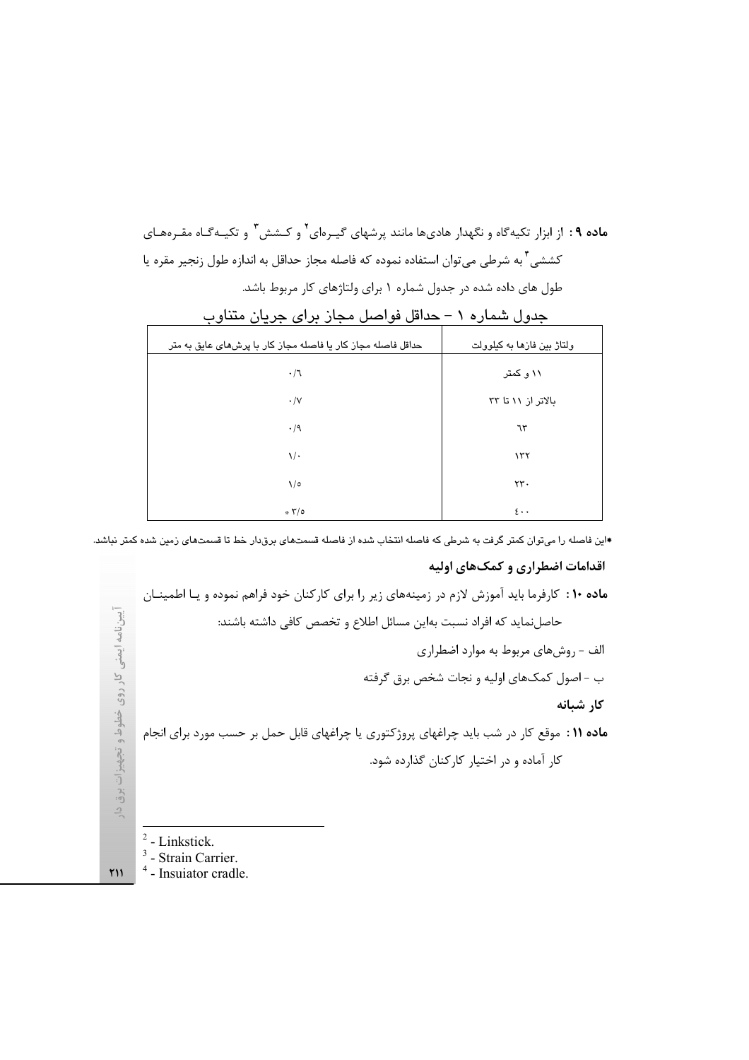**ماده ۹ :** از ابزار تکیه‌گاه و نگهدار هادی‌ها مانند پرشهای گیـره‌ای[2] و کـشش[3] و تکیـه‌گـاه مقـره‌هـای کششی[4] به شرطی می‌توان استفاده نموده که فاصله مجاز حداقل به اندازه طول زنجیر مقره یا طول های داده شده در جدول شماره ۱ برای ولتاژهای کار مربوط باشد.

جدول شماره ۱ – حداقل فواصل مجاز برای جریان متناوب

| ولتاژ بین فازها به کیلوولت | حداقل فاصله مجاز کار یا فاصله مجاز کار با پرش‌های عایق به متر |
|---|---|
| ۱۱ و کمتر | ۰/٦ |
| بالاتر از ۱۱ تا ۳۳ | ۰/۷ |
| ٦۳ | ۰/۹ |
| ۱۳۲ | ۱/۰ |
| ۲۳۰ | ۱/۵ |
| ٤۰۰ | *۳/۵ |

*این فاصله را می‌توان کمتر گرفت به شرطی که فاصله انتخاب شده از فاصله قسمت‌های برق‌دار خط تا قسمت‌های زمین شده کمتر نباشد.

### اقدامات اضطراری و کمک‌های اولیه

**ماده ۱۰ :** کارفرما باید آموزش لازم در زمینه‌های زیر را برای کارکنان خود فراهم نموده و یـا اطمینـان حاصل‌نماید که افراد نسبت به‌این مسائل اطلاع و تخصص کافی داشته باشند:

الف - روش‌های مربوط به موارد اضطراری

ب - اصول کمک‌های اولیه و نجات شخص برق گرفته

### کار شبانه

**ماده ۱۱ :** موقع کار در شب باید چراغهای پروژکتوری یا چراغهای قابل حمل بر حسب مورد برای انجام کار آماده و در اختیار کارکنان گذارده شود.

---

[2] - Linkstick.

[3] - Strain Carrier.

[4] - Insuiator cradle.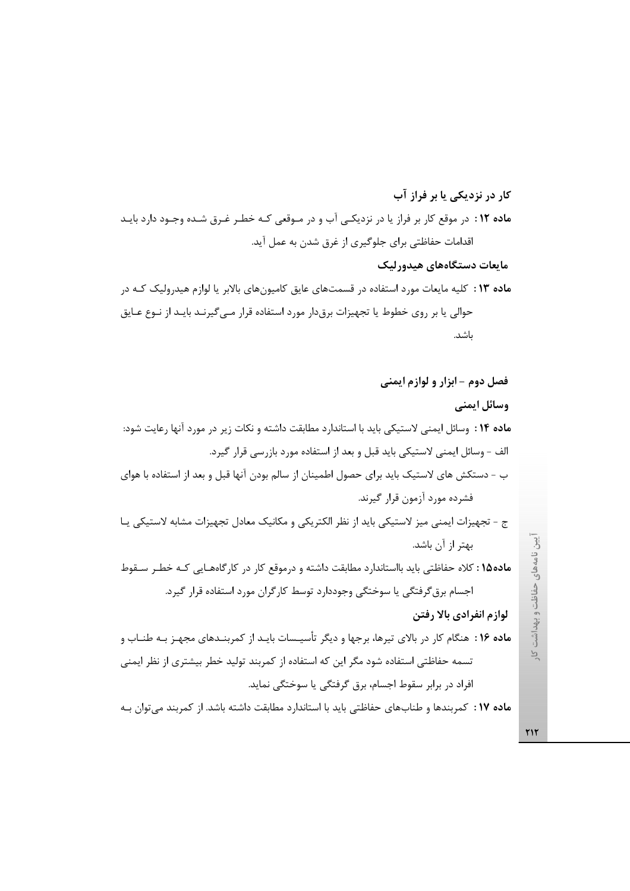**کار در نزدیکی یا بر فراز آب**

**ماده ۱۲ :** در موقع کار بر فراز یا در نزدیکی آب و در موقعی که خطر غرق شده وجود دارد باید اقدامات حفاظتی برای جلوگیری از غرق شدن به عمل آید.

**مایعات دستگاه‌های هیدورلیک**

**ماده ۱۳ :** کلیه مایعات مورد استفاده در قسمت‌های عایق کامیون‌های بالابر یا لوازم هیدرولیک که در حوالی یا بر روی خطوط یا تجهیزات برق‌دار مورد استفاده قرار می‌گیرند باید از نوع عایق باشد.

## فصل دوم – ابزار و لوازم ایمنی

**وسائل ایمنی**

**ماده ۱۴ :** وسائل ایمنی لاستیکی باید با استاندارد مطابقت داشته و نکات زیر در مورد آنها رعایت شود:

الف – وسائل ایمنی لاستیکی باید قبل و بعد از استفاده مورد بازرسی قرار گیرد.

ب – دستکش های لاستیک باید برای حصول اطمینان از سالم بودن آنها قبل و بعد از استفاده با هوای فشرده مورد آزمون قرار گیرند.

ج – تجهیزات ایمنی میز لاستیکی باید از نظر الکتریکی و مکانیک معادل تجهیزات مشابه لاستیکی یا بهتر از آن باشد.

**ماده۱۵ :** کلاه حفاظتی باید بااستاندارد مطابقت داشته و درموقع کار در کارگاه‌هایی که خطر سقوط اجسام برق‌گرفتگی یا سوختگی وجوددارد توسط کارگران مورد استفاده قرار گیرد.

**لوازم انفرادی بالا رفتن**

**ماده ۱۶ :** هنگام کار در بالای تیرها، برجها و دیگر تأسیسات باید از کمربندهای مجهز به طناب و تسمه حفاظتی استفاده شود مگر این که استفاده از کمربند تولید خطر بیشتری از نظر ایمنی افراد در برابر سقوط اجسام، برق گرفتگی یا سوختگی نماید.

**ماده ۱۷ :** کمربندها و طناب‌های حفاظتی باید با استاندارد مطابقت داشته باشد. از کمربند می‌توان به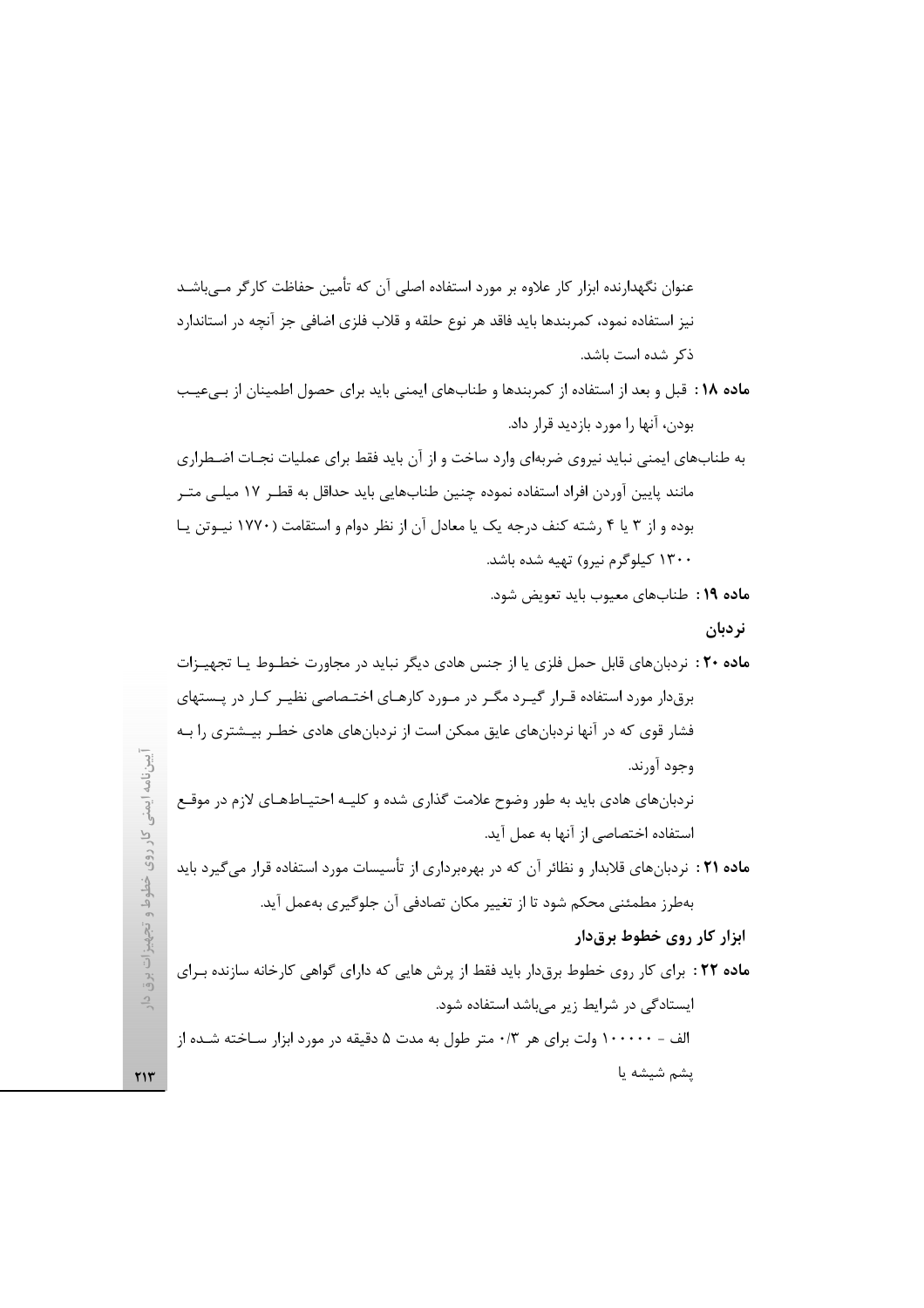عنوان نگهدارنده ابزار کار علاوه بر مورد استفاده اصلی آن که تأمین حفاظت کارگر می‌باشد نیز استفاده نمود، کمربندها باید فاقد هر نوع حلقه و قلاب فلزی اضافی جز آنچه در استاندارد ذکر شده است باشد.

**ماده ۱۸ :** قبل و بعد از استفاده از کمربندها و طناب‌های ایمنی باید برای حصول اطمینان از بی‌عیب بودن، آنها را مورد بازدید قرار داد.

به طناب‌های ایمنی نباید نیروی ضربه‌ای وارد ساخت و از آن باید فقط برای عملیات نجات اضطراری مانند پایین آوردن افراد استفاده نموده چنین طناب‌هایی باید حداقل به قطر ۱۷ میلی متر بوده و از ۳ یا ۴ رشته کنف درجه یک یا معادل آن از نظر دوام و استقامت (۱۷۷۰ نیوتن یا ۱۳۰۰ کیلوگرم نیرو) تهیه شده باشد.

**ماده ۱۹ :** طناب‌های معیوب باید تعویض شود.

### نردبان

**ماده ۲۰ :** نردبان‌های قابل حمل فلزی یا از جنس هادی دیگر نباید در مجاورت خطوط یا تجهیزات برق‌دار مورد استفاده قرار گیرد مگر در مورد کارهای اختصاصی نظیر کار در پستهای فشار قوی که در آنها نردبان‌های عایق ممکن است از نردبان‌های هادی خطر بیشتری را به وجود آورند.

نردبان‌های هادی باید به طور وضوح علامت گذاری شده و کلیه احتیاط‌های لازم در موقع استفاده اختصاصی از آنها به عمل آید.

**ماده ۲۱ :** نردبان‌های قلابدار و نظائر آن که در بهره‌برداری از تأسیسات مورد استفاده قرار می‌گیرد باید به‌طرز مطمئنی محکم شود تا از تغییر مکان تصادفی آن جلوگیری به‌عمل آید.

### ابزار کار روی خطوط برق‌دار

**ماده ۲۲ :** برای کار روی خطوط برق‌دار باید فقط از پرش هایی که دارای گواهی کارخانه سازنده برای ایستادگی در شرایط زیر می‌باشد استفاده شود.

الف - ۱۰۰۰۰۰ ولت برای هر ۰/۳ متر طول به مدت ۵ دقیقه در مورد ابزار ساخته شده از پشم شیشه یا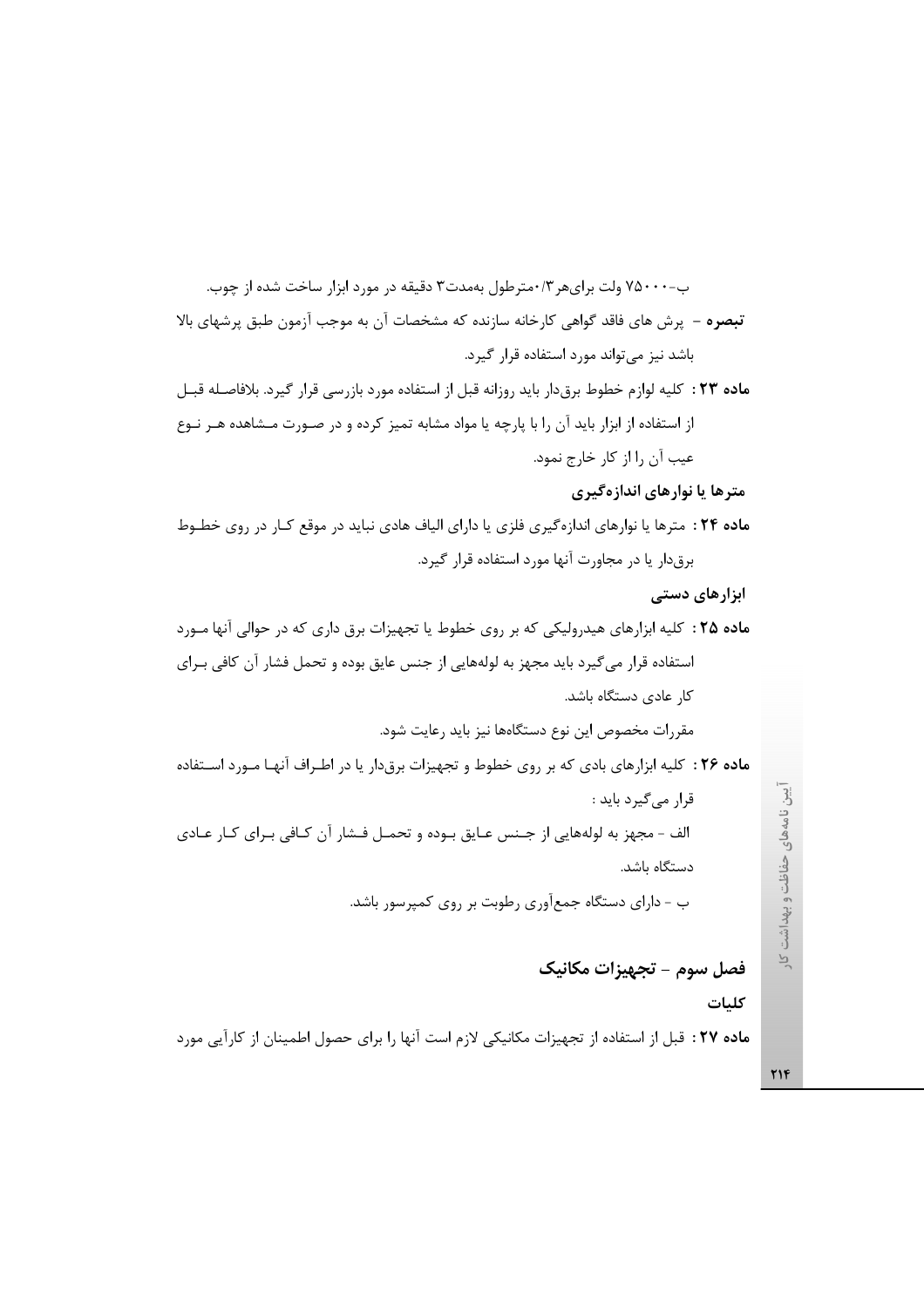ب-۷۵۰۰۰ ولت برای‌هر۰/۳مترطول به‌مدت۳ دقیقه در مورد ابزار ساخت شده از چوب.

**تبصره** – پرش های فاقد گواهی کارخانه سازنده که مشخصات آن به موجب آزمون طبق پرشهای بالا باشد نیز می‌تواند مورد استفاده قرار گیرد.

**ماده ۲۳ :** کلیه لوازم خطوط برق‌دار باید روزانه قبل از استفاده مورد بازرسی قرار گیرد. بلافاصله قبل از استفاده از ابزار باید آن را با پارچه یا مواد مشابه تمیز کرده و در صورت مشاهده هر نوع عیب آن را از کار خارج نمود.

### مترها یا نوارهای اندازه‌گیری

**ماده ۲۴ :** مترها یا نوارهای اندازه‌گیری فلزی یا دارای الیاف هادی نباید در موقع کار در روی خطوط برق‌دار یا در مجاورت آنها مورد استفاده قرار گیرد.

### ابزارهای دستی

**ماده ۲۵ :** کلیه ابزارهای هیدرولیکی که بر روی خطوط یا تجهیزات برق داری که در حوالی آنها مورد استفاده قرار می‌گیرد باید مجهز به لوله‌هایی از جنس عایق بوده و تحمل فشار آن کافی برای کار عادی دستگاه باشد.

مقررات مخصوص این نوع دستگاه‌ها نیز باید رعایت شود.

**ماده ۲۶ :** کلیه ابزارهای بادی که بر روی خطوط و تجهیزات برق‌دار یا در اطراف آنها مورد استفاده قرار می‌گیرد باید :

الف - مجهز به لوله‌هایی از جنس عایق بوده و تحمل فشار آن کافی برای کار عادی دستگاه باشد.

ب - دارای دستگاه جمع‌آوری رطوبت بر روی کمپرسور باشد.

## فصل سوم - تجهیزات مکانیک

### کلیات

**ماده ۲۷ :** قبل از استفاده از تجهیزات مکانیکی لازم است آنها را برای حصول اطمینان از کارآیی مورد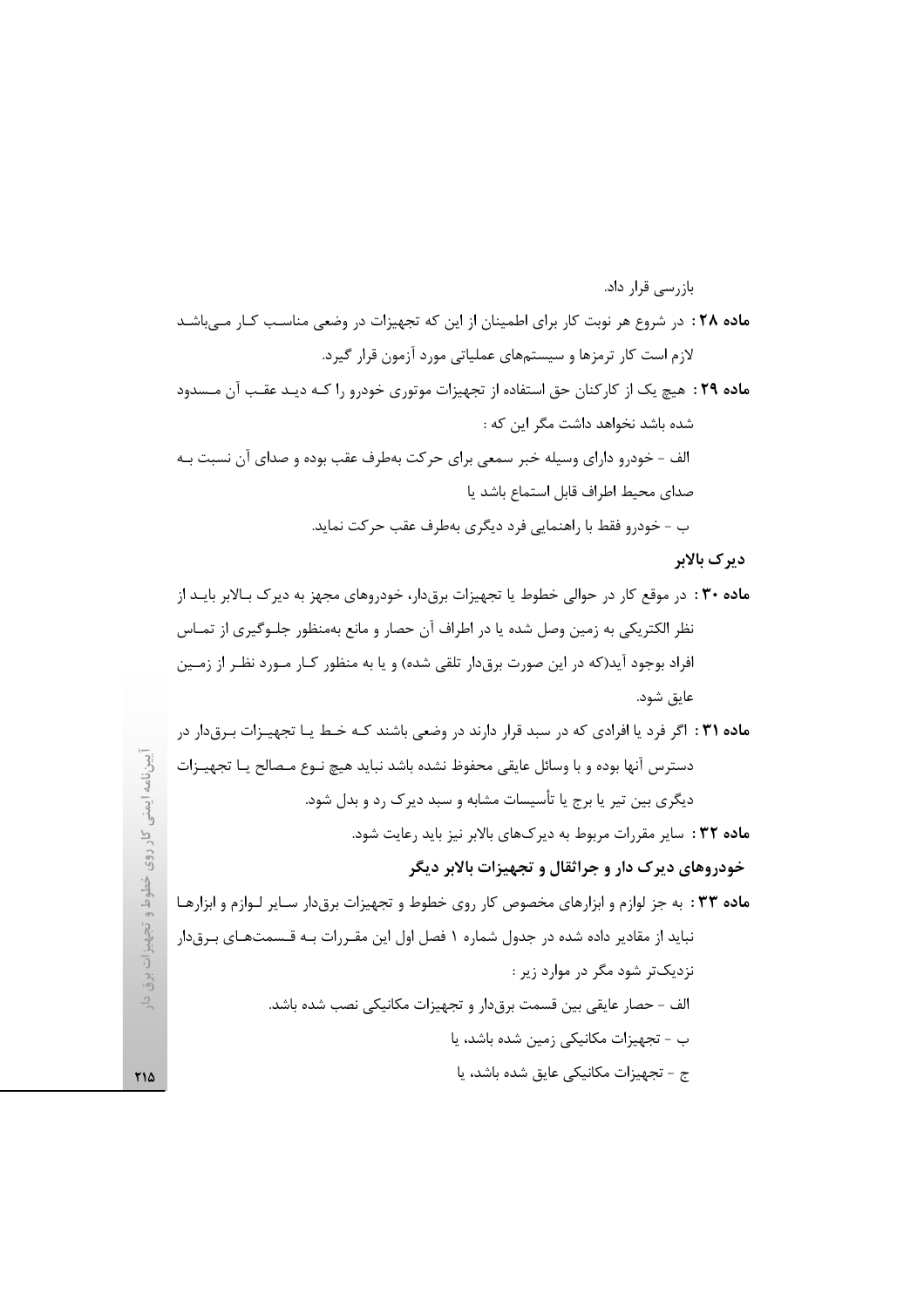بازرسی قرار داد.

**ماده ۲۸ :** در شروع هر نوبت کار برای اطمینان از این که تجهیزات در وضعی مناسب کار می‌باشد لازم است کار ترمزها و سیستم‌های عملیاتی مورد آزمون قرار گیرد.

**ماده ۲۹ :** هیچ یک از کارکنان حق استفاده از تجهیزات موتوری خودرو را که دید عقب آن مسدود شده باشد نخواهد داشت مگر این که :

الف - خودرو دارای وسیله خبر سمعی برای حرکت به‌طرف عقب بوده و صدای آن نسبت به صدای محیط اطراف قابل استماع باشد یا

ب - خودرو فقط با راهنمایی فرد دیگری به‌طرف عقب حرکت نماید.

## دیرک بالابر

**ماده ۳۰ :** در موقع کار در حوالی خطوط یا تجهیزات برق‌دار، خودروهای مجهز به دیرک بالابر باید از نظر الکتریکی به زمین وصل شده یا در اطراف آن حصار و مانع به‌منظور جلوگیری از تماس افراد بوجود آید(که در این صورت برق‌دار تلقی شده) و یا به منظور کار مورد نظر از زمین عایق شود.

**ماده ۳۱ :** اگر فرد یا افرادی که در سبد قرار دارند در وضعی باشند که خط یا تجهیزات برق‌دار در دسترس آنها بوده و با وسائل عایقی محفوظ نشده باشد نباید هیچ نوع مصالح یا تجهیزات دیگری بین تیر یا برج یا تأسیسات مشابه و سبد دیرک رد و بدل شود.

**ماده ۳۲ :** سایر مقررات مربوط به دیرک‌های بالابر نیز باید رعایت شود.

## خودروهای دیرک دار و جراثقال و تجهیزات بالابر دیگر

**ماده ۳۳ :** به جز لوازم و ابزارهای مخصوص کار روی خطوط و تجهیزات برق‌دار سایر لوازم و ابزارها نباید از مقادیر داده شده در جدول شماره ۱ فصل اول این مقررات به قسمت‌های برق‌دار نزدیک‌تر شود مگر در موارد زیر :

الف - حصار عایقی بین قسمت برق‌دار و تجهیزات مکانیکی نصب شده باشد.

ب - تجهیزات مکانیکی زمین شده باشد، یا

ج - تجهیزات مکانیکی عایق شده باشد، یا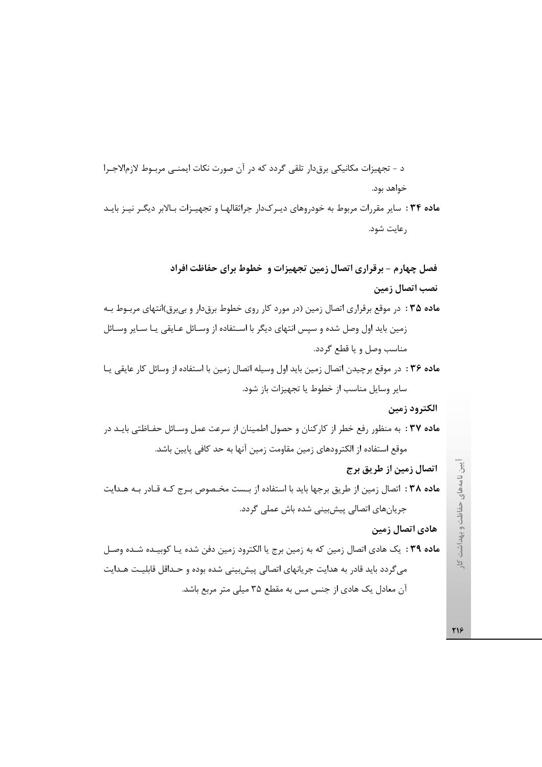د - تجهیزات مکانیکی برق‌دار تلقی گردد که در آن صورت نکات ایمنی مربوط لازم‌الاجرا خواهد بود.

**ماده ۳۴ :** سایر مقررات مربوط به خودروهای دیرک‌دار جراثقالها و تجهیزات بالابر دیگر نیز باید رعایت شود.

## فصل چهارم - برقراری اتصال زمین تجهیزات و خطوط برای حفاظت افراد

### نصب اتصال زمین

**ماده ۳۵ :** در موقع برقراری اتصال زمین (در مورد کار روی خطوط برق‌دار و بی‌برق)انتهای مربوط به زمین باید اول وصل شده و سپس انتهای دیگر با استفاده از وسائل عایقی یا سایر وسائل مناسب وصل و یا قطع گردد.

**ماده ۳۶ :** در موقع برچیدن اتصال زمین باید اول وسیله اتصال زمین با استفاده از وسائل کار عایقی یا سایر وسایل مناسب از خطوط یا تجهیزات باز شود.

### الکترود زمین

**ماده ۳۷ :** به منظور رفع خطر از کارکنان و حصول اطمینان از سرعت عمل وسائل حفاظتی باید در موقع استفاده از الکترودهای زمین مقاومت زمین آنها به حد کافی پایین باشد.

### اتصال زمین از طریق برج

**ماده ۳۸ :** اتصال زمین از طریق برجها باید با استفاده از بست مخصوص برج که قادر به هدایت جریان‌های اتصالی پیش‌بینی شده باش عملی گردد.

### هادی اتصال زمین

**ماده ۳۹ :** یک هادی اتصال زمین که به زمین برج یا الکترود زمین دفن شده یا کوبیده شده وصل می‌گردد باید قادر به هدایت جریانهای اتصالی پیش‌بینی شده بوده و حداقل قابلیت هدایت آن معادل یک هادی از جنس مس به مقطع ۳۵ میلی متر مربع باشد.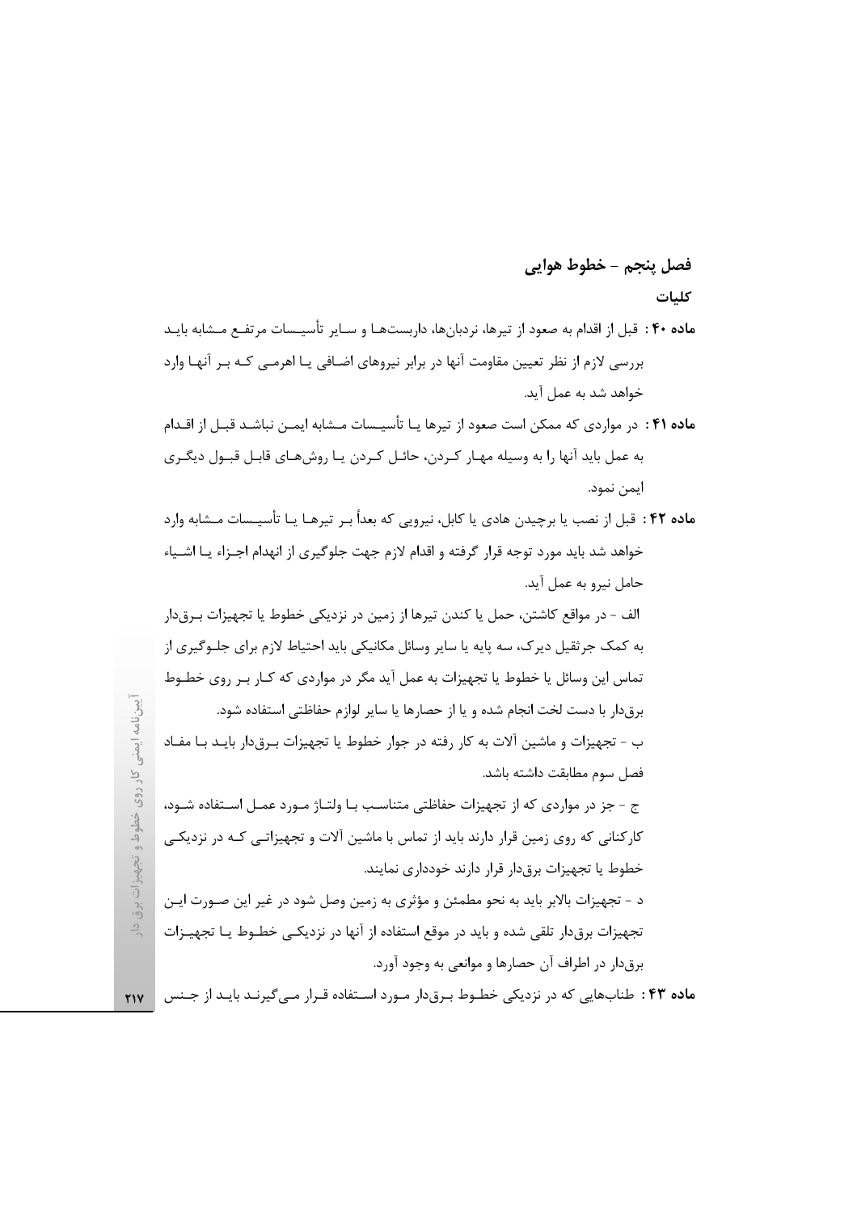## فصل پنجم – خطوط هوایی

### کلیات

**ماده ۴۰ :** قبل از اقدام به صعود از تیرها، نردبان‌ها، داربست‌ها و سایر تأسیسات مرتفع مشابه باید بررسی لازم از نظر تعیین مقاومت آنها در برابر نیروهای اضافی یا اهرمی که بر آنها وارد خواهد شد به عمل آید.

**ماده ۴۱ :** در مواردی که ممکن است صعود از تیرها یا تأسیسات مشابه ایمن نباشد قبل از اقدام به عمل باید آنها را به وسیله مهار کردن، حائل کردن یا روش‌های قابل قبول دیگری ایمن نمود.

**ماده ۴۲ :** قبل از نصب یا برچیدن هادی یا کابل، نیرویی که بعداً بر تیرها یا تأسیسات مشابه وارد خواهد شد باید مورد توجه قرار گرفته و اقدام لازم جهت جلوگیری از انهدام اجزاء یا اشیاء حامل نیرو به عمل آید.

الف - در مواقع کاشتن، حمل یا کندن تیرها از زمین در نزدیکی خطوط یا تجهیزات برق‌دار به کمک جرثقیل دیرک، سه پایه یا سایر وسائل مکانیکی باید احتیاط لازم برای جلوگیری از تماس این وسائل یا خطوط یا تجهیزات به عمل آید مگر در مواردی که کار بر روی خطوط برق‌دار با دست لخت انجام شده و یا از حصارها یا سایر لوازم حفاظتی استفاده شود.

ب - تجهیزات و ماشین آلات به کار رفته در جوار خطوط یا تجهیزات برق‌دار باید با مفاد فصل سوم مطابقت داشته باشد.

ج - جز در مواردی که از تجهیزات حفاظتی متناسب با ولتاژ مورد عمل استفاده شود، کارکنانی که روی زمین قرار دارند باید از تماس با ماشین آلات و تجهیزاتی که در نزدیکی خطوط یا تجهیزات برق‌دار قرار دارند خودداری نمایند.

د - تجهیزات بالابر باید به نحو مطمئن و مؤثری به زمین وصل شود در غیر این صورت این تجهیزات برق‌دار تلقی شده و باید در موقع استفاده از آنها در نزدیکی خطوط یا تجهیزات برق‌دار در اطراف آن حصارها و موانعی به وجود آورد.

**ماده ۴۳ :** طناب‌هایی که در نزدیکی خطوط برق‌دار مورد استفاده قرار می‌گیرند باید از جنس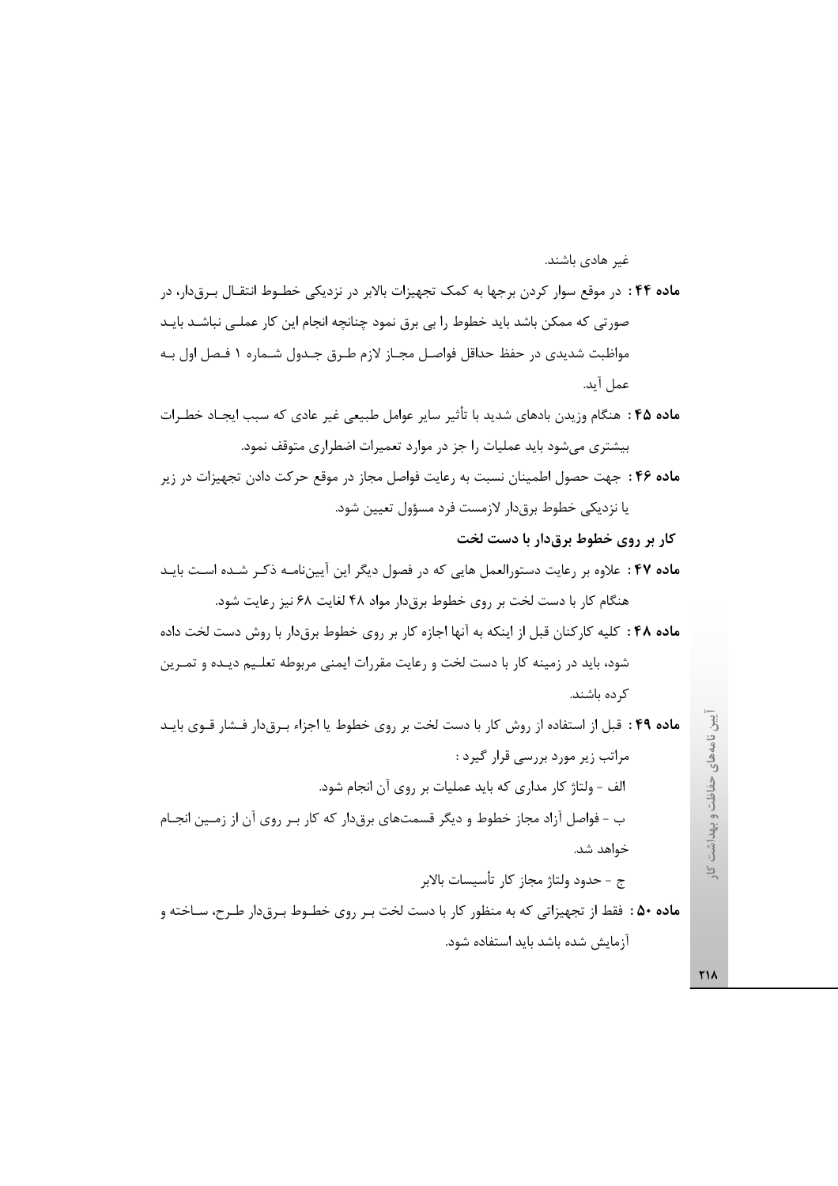غیر هادی باشند.

**ماده ۴۴ :** در موقع سوار کردن برجها به کمک تجهیزات بالابر در نزدیکی خطوط انتقال برق‌دار، در صورتی که ممکن باشد باید خطوط را بی برق نمود چنانچه انجام این کار عملی نباشد باید مواظبت شدیدی در حفظ حداقل فواصل مجاز لازم طرق جدول شماره ۱ فصل اول به عمل آید.

**ماده ۴۵ :** هنگام وزیدن بادهای شدید یا تأثیر سایر عوامل طبیعی غیر عادی که سبب ایجاد خطرات بیشتری می‌شود باید عملیات را جز در موارد تعمیرات اضطراری متوقف نمود.

**ماده ۴۶ :** جهت حصول اطمینان نسبت به رعایت فواصل مجاز در موقع حرکت دادن تجهیزات در زیر یا نزدیکی خطوط برق‌دار لازمست فرد مسؤول تعیین شود.

**کار بر روی خطوط برق‌دار با دست لخت**

**ماده ۴۷ :** علاوه بر رعایت دستورالعمل هایی که در فصول دیگر این آیین‌نامه ذکر شده است باید هنگام کار با دست لخت بر روی خطوط برق‌دار مواد ۴۸ لغایت ۶۸ نیز رعایت شود.

**ماده ۴۸ :** کلیه کارکنان قبل از اینکه به آنها اجازه کار بر روی خطوط برق‌دار با روش دست لخت داده شود، باید در زمینه کار با دست لخت و رعایت مقررات ایمنی مربوطه تعلیم دیده و تمرین کرده باشند.

**ماده ۴۹ :** قبل از استفاده از روش کار با دست لخت بر روی خطوط یا اجزاء برق‌دار فشار قوی باید مراتب زیر مورد بررسی قرار گیرد :

الف - ولتاژ کار مداری که باید عملیات بر روی آن انجام شود.

ب - فواصل آزاد مجاز خطوط و دیگر قسمت‌های برق‌دار که کار بر روی آن از زمین انجام خواهد شد.

ج - حدود ولتاژ مجاز کار تأسیسات بالابر

**ماده ۵۰ :** فقط از تجهیزاتی که به منظور کار با دست لخت بر روی خطوط برق‌دار طرح، ساخته و آزمایش شده باشد باید استفاده شود.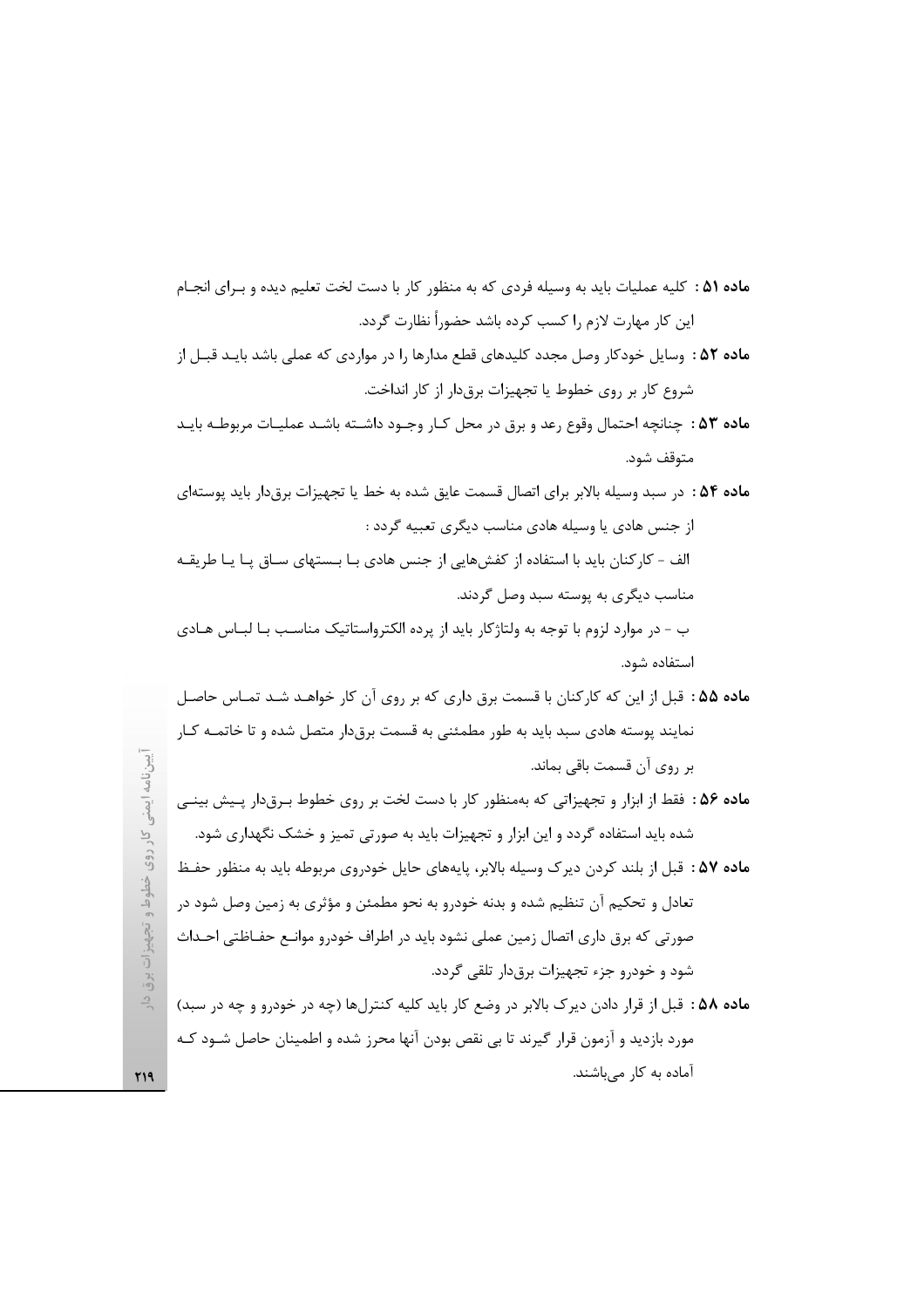**ماده ۵۱ :** کلیه عملیات باید به وسیله فردی که به منظور کار با دست لخت تعلیم دیده و برای انجام این کار مهارت لازم را کسب کرده باشد حضوراً نظارت گردد.

**ماده ۵۲ :** وسایل خودکار وصل مجدد کلیدهای قطع مدارها را در مواردی که عملی باشد باید قبل از شروع کار بر روی خطوط یا تجهیزات برق‌دار از کار انداخت.

**ماده ۵۳ :** چنانچه احتمال وقوع رعد و برق در محل کار وجود داشته باشد عملیات مربوطه باید متوقف شود.

**ماده ۵۴ :** در سبد وسیله بالابر برای اتصال قسمت عایق شده به خط یا تجهیزات برق‌دار باید پوسته‌ای از جنس هادی یا وسیله هادی مناسب دیگری تعبیه گردد :

الف - کارکنان باید با استفاده از کفش‌هایی از جنس هادی با بستهای ساق پا یا طریقه مناسب دیگری به پوسته سبد وصل گردند.

ب - در موارد لزوم با توجه به ولتاژکار باید از پرده الکترواستاتیک مناسب با لباس هادی استفاده شود.

**ماده ۵۵ :** قبل از این که کارکنان با قسمت برق داری که بر روی آن کار خواهد شد تماس حاصل نمایند پوسته هادی سبد باید به طور مطمئنی به قسمت برق‌دار متصل شده و تا خاتمه کار بر روی آن قسمت باقی بماند.

**ماده ۵۶ :** فقط از ابزار و تجهیزاتی که به‌منظور کار با دست لخت بر روی خطوط برق‌دار پیش بینی شده باید استفاده گردد و این ابزار و تجهیزات باید به صورتی تمیز و خشک نگهداری شود.

**ماده ۵۷ :** قبل از بلند کردن دیرک وسیله بالابر، پایه‌های حایل خودروی مربوطه باید به منظور حفظ تعادل و تحکیم آن تنظیم شده و بدنه خودرو به نحو مطمئن و مؤثری به زمین وصل شود در صورتی که برق داری اتصال زمین عملی نشود باید در اطراف خودرو موانع حفاظتی احداث شود و خودرو جزء تجهیزات برق‌دار تلقی گردد.

**ماده ۵۸ :** قبل از قرار دادن دیرک بالابر در وضع کار باید کلیه کنترل‌ها (چه در خودرو و چه در سبد) مورد بازدید و آزمون قرار گیرند تا بی نقص بودن آنها محرز شده و اطمینان حاصل شود که آماده به کار می‌باشند.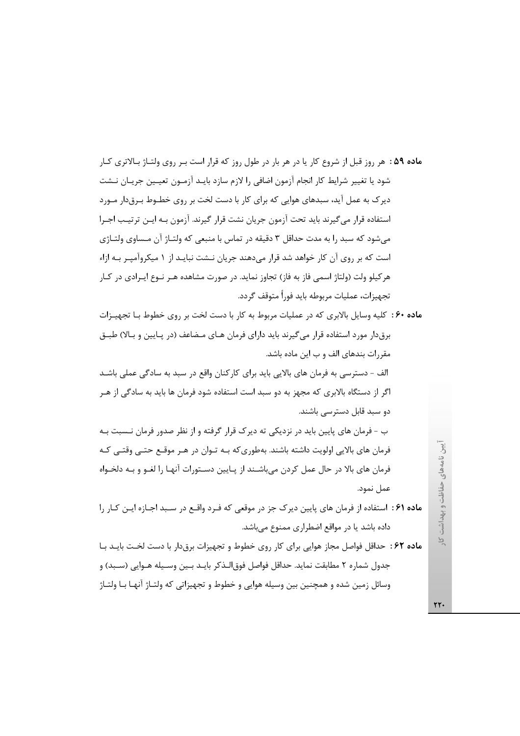**ماده ۵۹ :** هر روز قبل از شروع کار یا در هر بار در طول روز که قرار است بر روی ولتاژ بالاتری کار شود یا تغییر شرایط کار انجام آزمون اضافی را لازم سازد باید آزمون تعیین جریان نشت دیرک به عمل آید، سبدهای هوایی که برای کار با دست لخت بر روی خطوط برق‌دار مورد استفاده قرار می‌گیرند باید تحت آزمون جریان نشت قرار گیرند. آزمون به این ترتیب اجرا می‌شود که سبد را به مدت حداقل ۳ دقیقه در تماس با منبعی که ولتاژ آن مساوی ولتاژی است که بر روی آن کار خواهد شد قرار می‌دهند جریان نشت نباید از ۱ میکروآمپر به ازاء هرکیلو ولت (ولتاژ اسمی فاز به فاز) تجاوز نماید. در صورت مشاهده هر نوع ایرادی در کار تجهیزات، عملیات مربوطه باید فوراً متوقف گردد.

**ماده ۶۰ :** کلیه وسایل بالابری که در عملیات مربوط به کار با دست لخت بر روی خطوط با تجهیزات برق‌دار مورد استفاده قرار می‌گیرند باید دارای فرمان های مضاعف (در پایین و بالا) طبق مقررات بندهای الف و ب این ماده باشد.

الف - دسترسی به فرمان های بالایی باید برای کارکنان واقع در سبد به سادگی عملی باشد اگر از دستگاه بالابری که مجهز به دو سبد است استفاده شود فرمان ها باید به سادگی از هر دو سبد قابل دسترسی باشند.

ب - فرمان های پایین باید در نزدیکی ته دیرک قرار گرفته و از نظر صدور فرمان نسبت به فرمان های بالایی اولویت داشته باشند. به‌طوری‌که به توان در هر موقع حتی وقتی که فرمان های بالا در حال عمل کردن می‌باشند از پایین دستورات آنها را لغو و به دلخواه عمل نمود.

**ماده ۶۱ :** استفاده از فرمان های پایین دیرک جز در موقعی که فرد واقع در سبد اجازه این کار را داده باشد یا در مواقع اضطراری ممنوع می‌باشد.

**ماده ۶۲ :** حداقل فواصل مجاز هوایی برای کار روی خطوط و تجهیزات برق‌دار با دست لخت باید با جدول شماره ۲ مطابقت نماید. حداقل فواصل فوق‌الذکر باید بین وسیله هوایی (سبد) و وسائل زمین شده و همچنین بین وسیله هوایی و خطوط و تجهیزاتی که ولتاژ آنها با ولتاژ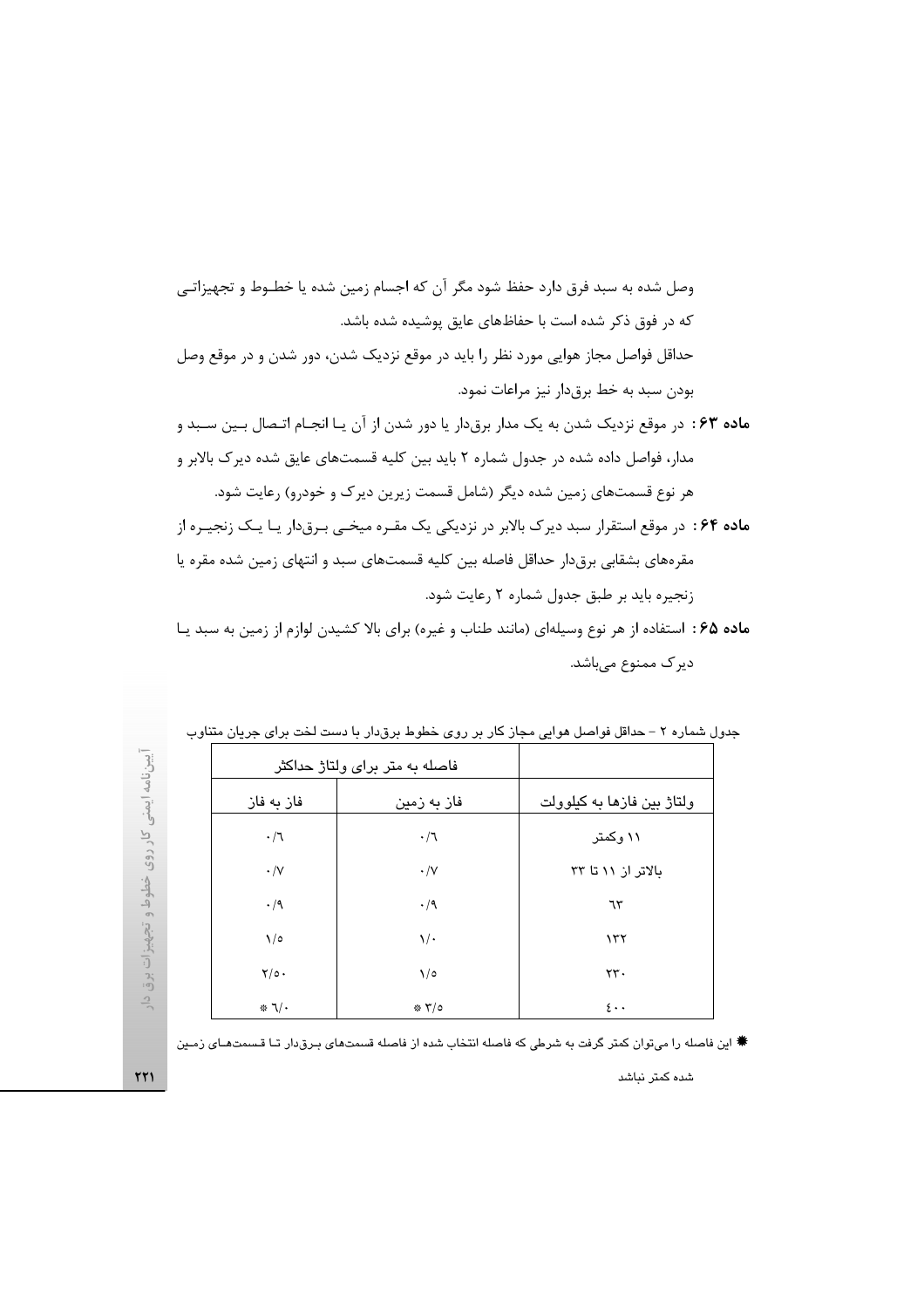وصل شده به سبد فرق دارد حفظ شود مگر آن که اجسام زمین شده یا خطـوط و تجهیزاتـی که در فوق ذکر شده است با حفاظ‌های عایق پوشیده شده باشد.

حداقل فواصل مجاز هوایی مورد نظر را باید در موقع نزدیک شدن، دور شدن و در موقع وصل بودن سبد به خط برق‌دار نیز مراعات نمود.

**ماده ۶۳:** در موقع نزدیک شدن به یک مدار برق‌دار یا دور شدن از آن یـا انجـام اتـصال بـین سـبد و مدار، فواصل داده شده در جدول شماره ۲ باید بین کلیه قسمت‌های عایق شده دیرک بالابر و هر نوع قسمت‌های زمین شده دیگر (شامل قسمت زیرین دیرک و خودرو) رعایت شود.

**ماده ۶۴:** در موقع استقرار سبد دیرک بالابر در نزدیکی یک مقـره میخـی بـرق‌دار یـا یـک زنجیـره از مقره‌های بشقابی برق‌دار حداقل فاصله بین کلیه قسمت‌های سبد و انتهای زمین شده مقره یا زنجیره باید بر طبق جدول شماره ۲ رعایت شود.

**ماده ۶۵:** استفاده از هر نوع وسیله‌ای (مانند طناب و غیره) برای بالا کشیدن لوازم از زمین به سبد یـا دیرک ممنوع می‌باشد.

جدول شماره ۲ – حداقل فواصل هوایی مجاز کار بر روی خطوط برق‌دار با دست لخت برای جریان متناوب

| ولتاژ بین فازها به کیلوولت | فاصله به متر برای ولتاژ حداکثر | |
|---|---|---|
| | فاز به زمین | فاز به فاز |
| ۱۱ وکمتر | ۰/۶ | ۰/۶ |
| بالاتر از ۱۱ تا ۳۳ | ۰/۷ | ۰/۷ |
| ۶۳ | ۰/۹ | ۰/۹ |
| ۱۳۲ | ۱/۰ | ۱/۵ |
| ۲۳۰ | ۱/۵ | ۲/۵۰ |
| ۴۰۰ | * ۳/۵ | * ۶/۰ |

* این فاصله را می‌توان کمتر گرفت به شرطی که فاصله انتخاب شده از فاصله قسمت‌های بـرق‌دار تـا قسمت‌هـای زمـین شده کمتر نباشد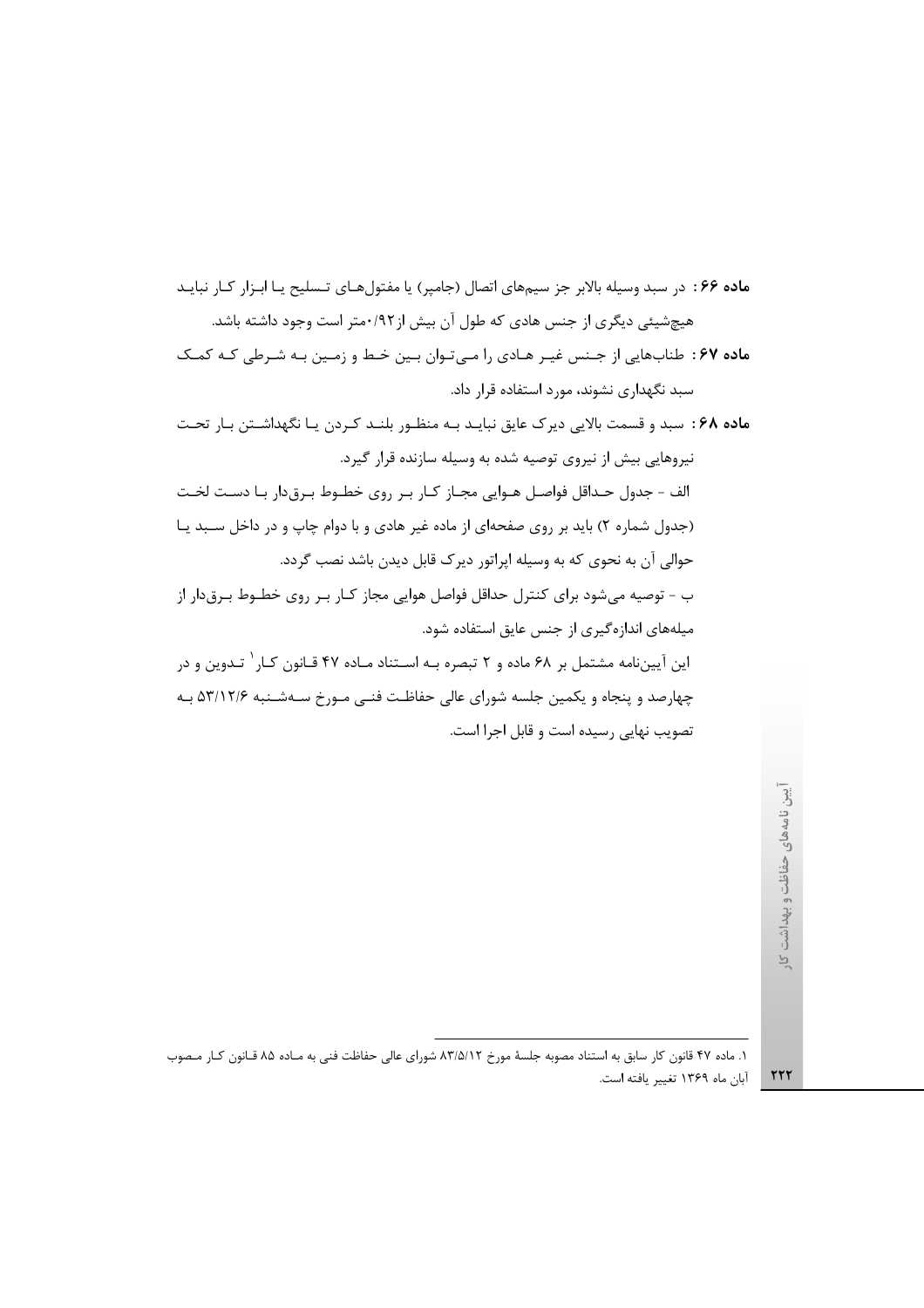**ماده ۶۶:** در سبد وسیله بالابر جز سیم‌های اتصال (جامپر) یا مفتول‌های تسلیح یا ابزار کار نباید هیچ‌شیئی دیگری از جنس هادی که طول آن بیش از ۰/۹۲متر است وجود داشته باشد.

**ماده ۶۷:** طناب‌هایی از جنس غیر هادی را می‌توان بین خط و زمین به شرطی که کمک سبد نگهداری نشوند، مورد استفاده قرار داد.

**ماده ۶۸:** سبد و قسمت بالایی دیرک عایق نباید به منظور بلند کردن یا نگهداشتن بار تحت نیروهایی بیش از نیروی توصیه شده به وسیله سازنده قرار گیرد.

الف - جدول حداقل فواصل هوایی مجاز کار بر روی خطوط برق‌دار با دست لخت (جدول شماره ۲) باید بر روی صفحه‌ای از ماده غیر هادی و با دوام چاپ و در داخل سبد یا حوالی آن به نحوی که به وسیله اپراتور دیرک قابل دیدن باشد نصب گردد.

ب - توصیه می‌شود برای کنترل حداقل فواصل هوایی مجاز کار بر روی خطوط برق‌دار از میله‌های اندازه‌گیری از جنس عایق استفاده شود.

این آیین‌نامه مشتمل بر ۶۸ ماده و ۲ تبصره به استناد ماده ۴۷ قانون کار[1] تدوین و در چهارصد و پنجاه و یکمین جلسه شورای عالی حفاظت فنی مورخ سه‌شنبه ۵۳/۱۲/۶ به تصویب نهایی رسیده است و قابل اجرا است.

---

۱. ماده ۴۷ قانون کار سابق به استناد مصوبه جلسهٔ مورخ ۸۳/۵/۱۲ شورای عالی حفاظت فنی به ماده ۸۵ قانون کار مصوب آبان ماه ۱۳۶۹ تغییر یافته است.